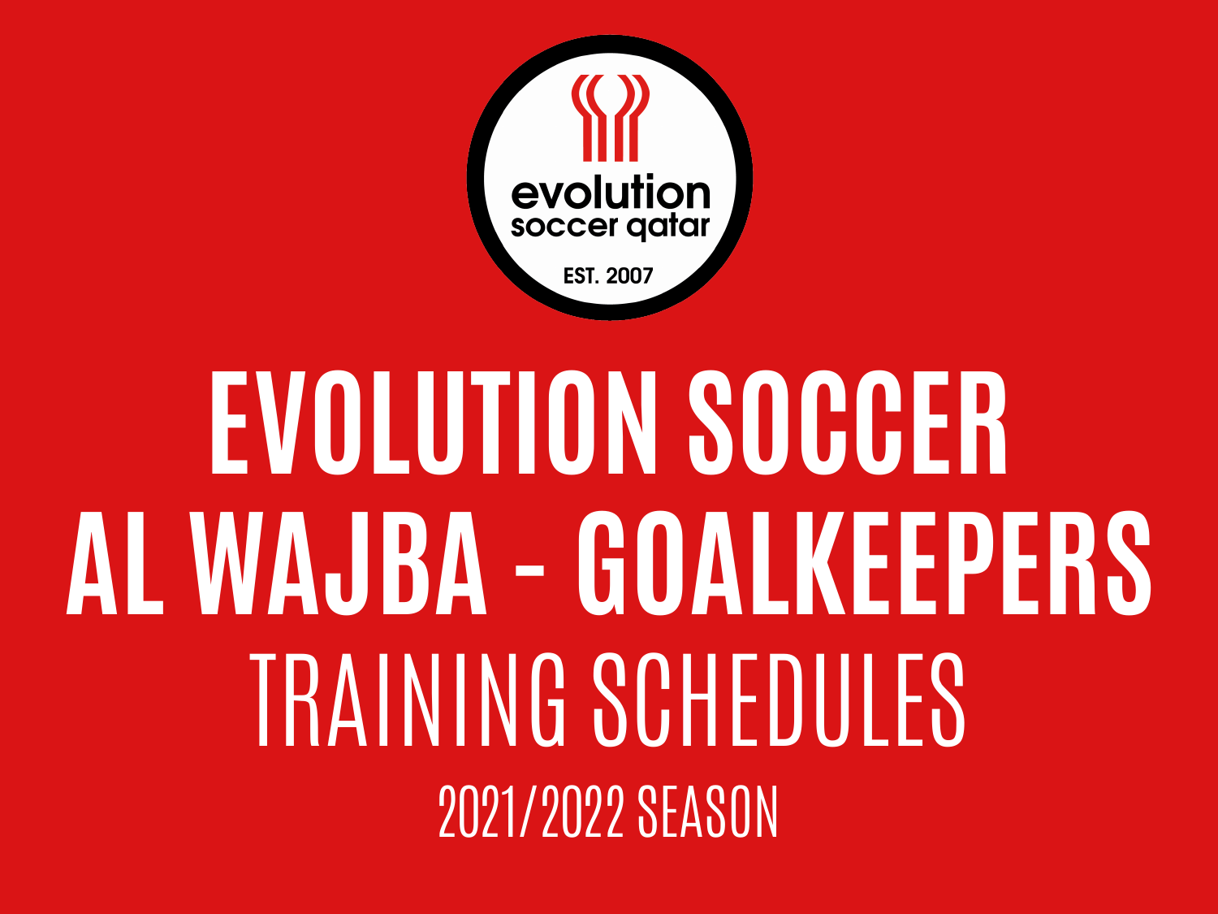evolution
soccer qatar
EST. 2007

# EVOLUTION SOCCER
# AL WAJBA - GOALKEEPERS
## TRAINING SCHEDULES
### 2021/2022 SEASON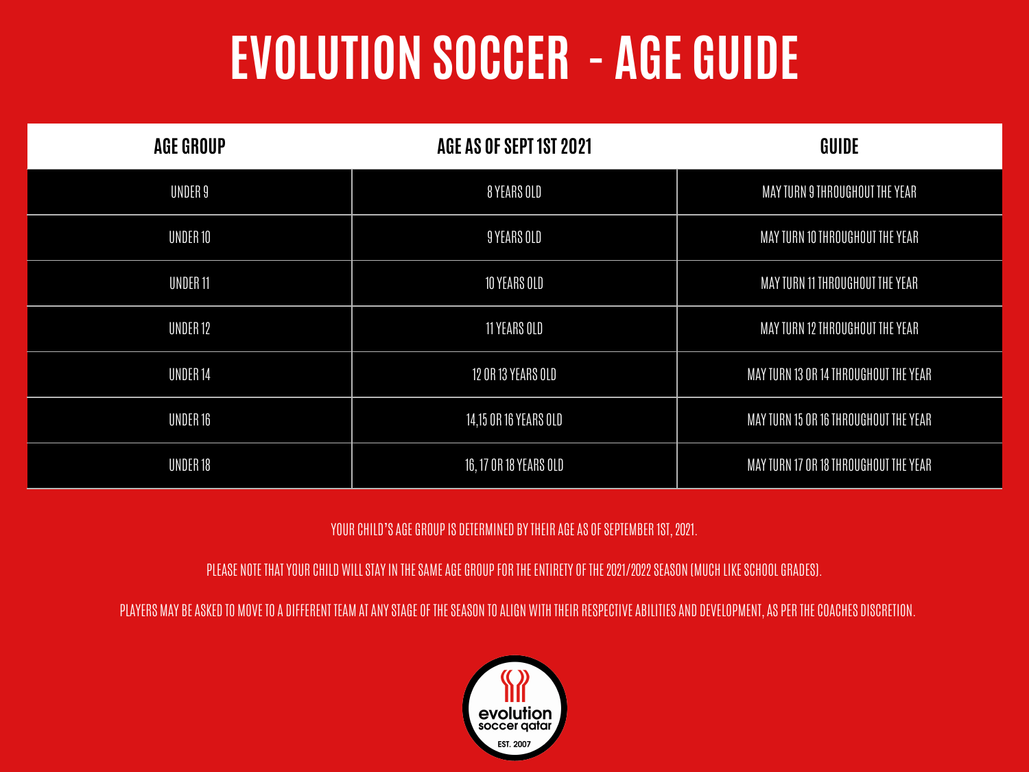# EVOLUTION SOCCER - AGE GUIDE

| AGE GROUP | AGE AS OF SEPT 1ST 2021 | GUIDE |
| --- | --- | --- |
| UNDER 9 | 8 YEARS OLD | MAY TURN 9 THROUGHOUT THE YEAR |
| UNDER 10 | 9 YEARS OLD | MAY TURN 10 THROUGHOUT THE YEAR |
| UNDER 11 | 10 YEARS OLD | MAY TURN 11 THROUGHOUT THE YEAR |
| UNDER 12 | 11 YEARS OLD | MAY TURN 12 THROUGHOUT THE YEAR |
| UNDER 14 | 12 OR 13 YEARS OLD | MAY TURN 13 OR 14 THROUGHOUT THE YEAR |
| UNDER 16 | 14,15 OR 16 YEARS OLD | MAY TURN 15 OR 16 THROUGHOUT THE YEAR |
| UNDER 18 | 16, 17 OR 18 YEARS OLD | MAY TURN 17 OR 18 THROUGHOUT THE YEAR |

YOUR CHILD'S AGE GROUP IS DETERMINED BY THEIR AGE AS OF SEPTEMBER 1ST, 2021.

PLEASE NOTE THAT YOUR CHILD WILL STAY IN THE SAME AGE GROUP FOR THE ENTIRETY OF THE 2021/2022 SEASON (MUCH LIKE SCHOOL GRADES).

PLAYERS MAY BE ASKED TO MOVE TO A DIFFERENT TEAM AT ANY STAGE OF THE SEASON TO ALIGN WITH THEIR RESPECTIVE ABILITIES AND DEVELOPMENT, AS PER THE COACHES DISCRETION.

evolution soccer qatar
EST. 2007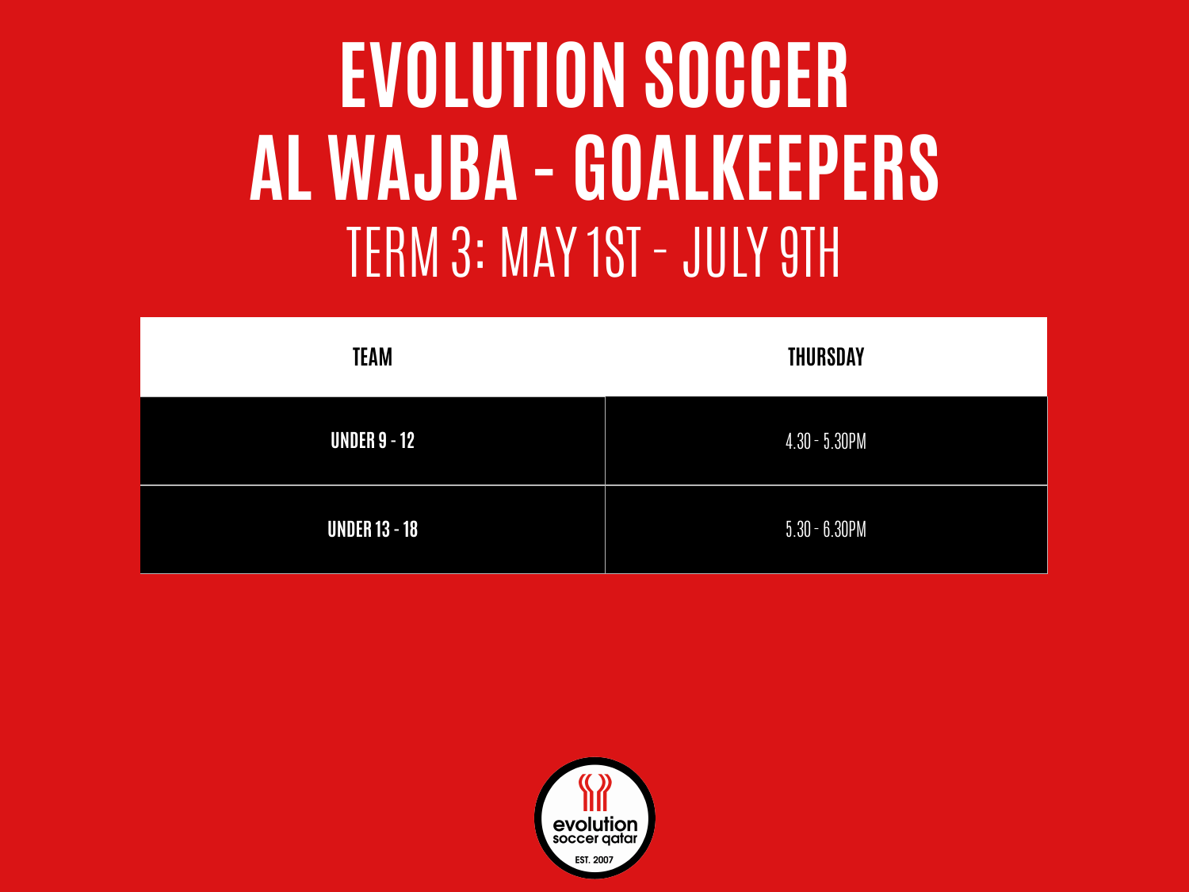# EVOLUTION SOCCER
# AL WAJBA - GOALKEEPERS

## TERM 3: MAY 1ST - JULY 9TH

| TEAM | THURSDAY |
| --- | --- |
| UNDER 9 - 12 | 4.30 - 5.30PM |
| UNDER 13 - 18 | 5.30 - 6.30PM |

evolution soccer qatar
EST. 2007